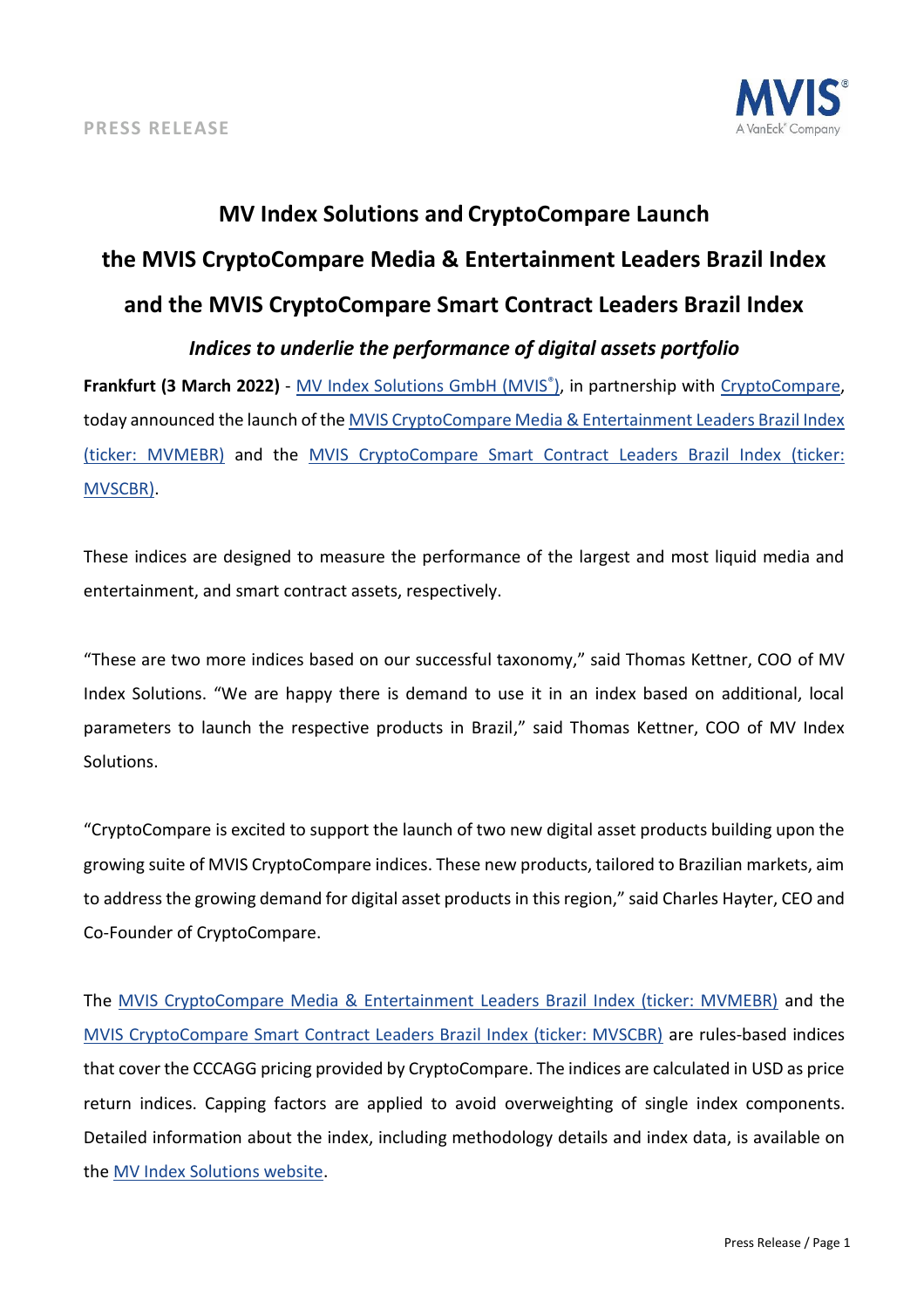PRESS RELEASE

# MV Index Solutions and CryptoCompare Launch the MVIS CryptoCompare Media & Entertainment Leaders Brazil Index and the MVIS CryptoCompare Smart Contract Leaders Brazil Index

### *Indices to underlie the performance of digital assets portfolio*

**Frankfurt (3 March 2022)** - MV Index Solutions GmbH (MVIS®), in partnership with CryptoCompare, today announced the launch of the MVIS CryptoCompare Media & Entertainment Leaders Brazil Index (ticker: MVMEBR) and the MVIS CryptoCompare Smart Contract Leaders Brazil Index (ticker: MVSCBR).

These indices are designed to measure the performance of the largest and most liquid media and entertainment, and smart contract assets, respectively.

"These are two more indices based on our successful taxonomy," said Thomas Kettner, COO of MV Index Solutions. "We are happy there is demand to use it in an index based on additional, local parameters to launch the respective products in Brazil," said Thomas Kettner, COO of MV Index Solutions.

"CryptoCompare is excited to support the launch of two new digital asset products building upon the growing suite of MVIS CryptoCompare indices. These new products, tailored to Brazilian markets, aim to address the growing demand for digital asset products in this region," said Charles Hayter, CEO and Co-Founder of CryptoCompare.

The MVIS CryptoCompare Media & Entertainment Leaders Brazil Index (ticker: MVMEBR) and the MVIS CryptoCompare Smart Contract Leaders Brazil Index (ticker: MVSCBR) are rules-based indices that cover the CCCAGG pricing provided by CryptoCompare. The indices are calculated in USD as price return indices. Capping factors are applied to avoid overweighting of single index components. Detailed information about the index, including methodology details and index data, is available on the MV Index Solutions website.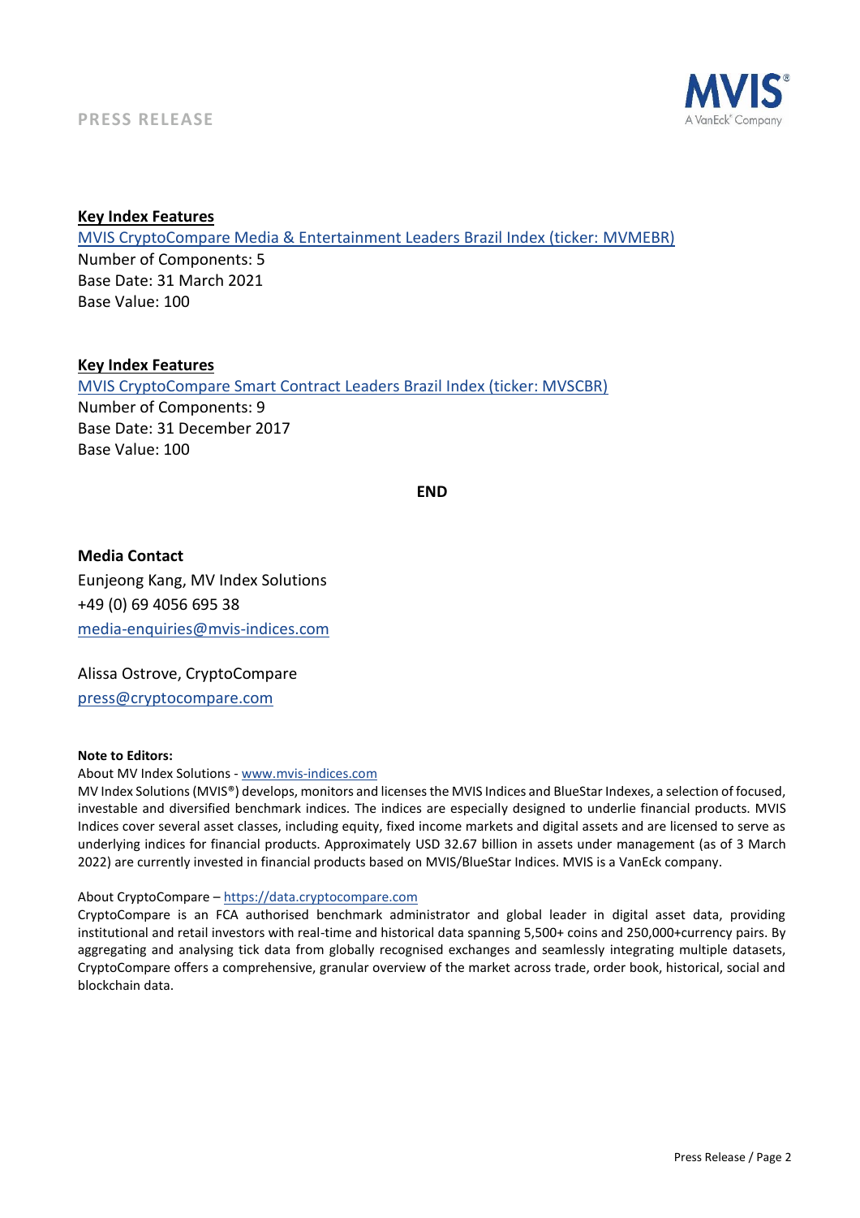**Key Index Features**

[MVIS CryptoCompare Media & Entertainment Leaders Brazil Index (ticker: MVMEBR)](#)
Number of Components: 5
Base Date: 31 March 2021
Base Value: 100

**Key Index Features**

[MVIS CryptoCompare Smart Contract Leaders Brazil Index (ticker: MVSCBR)](#)
Number of Components: 9
Base Date: 31 December 2017
Base Value: 100

**END**

**Media Contact**

Eunjeong Kang, MV Index Solutions
+49 (0) 69 4056 695 38
media-enquiries@mvis-indices.com

Alissa Ostrove, CryptoCompare
press@cryptocompare.com

**Note to Editors:**

About MV Index Solutions - www.mvis-indices.com
MV Index Solutions (MVIS®) develops, monitors and licenses the MVIS Indices and BlueStar Indexes, a selection of focused, investable and diversified benchmark indices. The indices are especially designed to underlie financial products. MVIS Indices cover several asset classes, including equity, fixed income markets and digital assets and are licensed to serve as underlying indices for financial products. Approximately USD 32.67 billion in assets under management (as of 3 March 2022) are currently invested in financial products based on MVIS/BlueStar Indices. MVIS is a VanEck company.

About CryptoCompare – https://data.cryptocompare.com
CryptoCompare is an FCA authorised benchmark administrator and global leader in digital asset data, providing institutional and retail investors with real-time and historical data spanning 5,500+ coins and 250,000+currency pairs. By aggregating and analysing tick data from globally recognised exchanges and seamlessly integrating multiple datasets, CryptoCompare offers a comprehensive, granular overview of the market across trade, order book, historical, social and blockchain data.